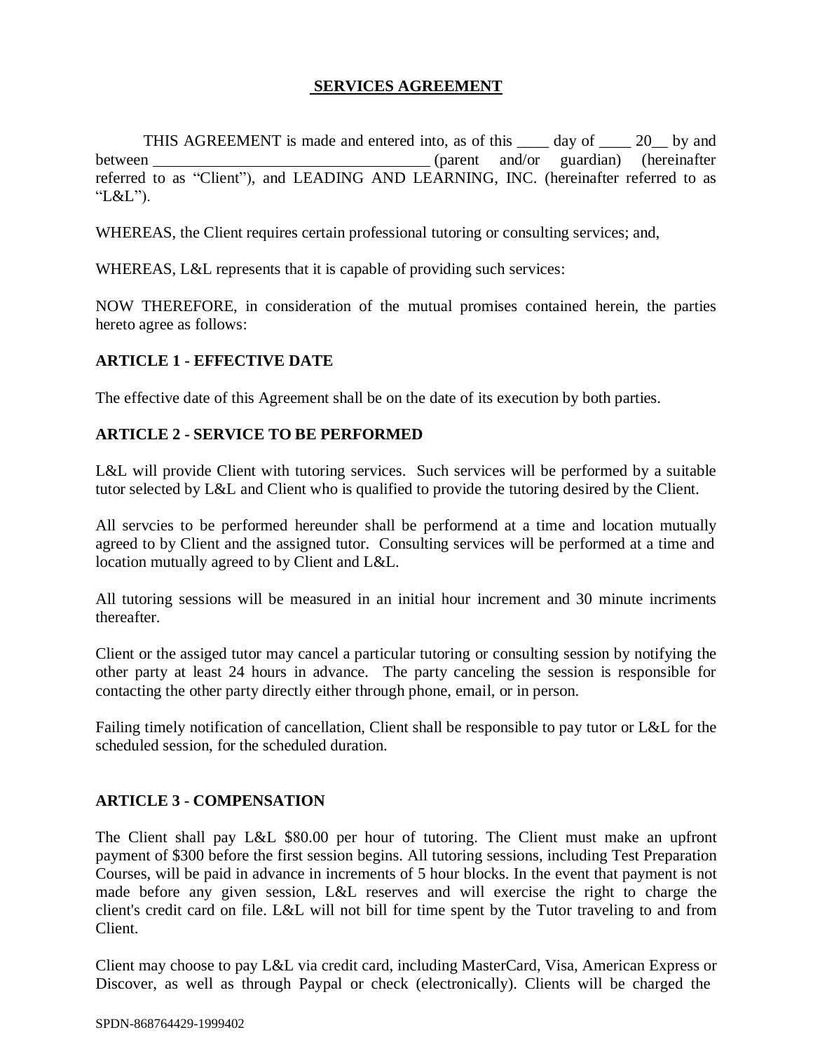# SERVICES AGREEMENT

THIS AGREEMENT is made and entered into, as of this ____ day of ____ 20__ by and between ___________________________________ (parent and/or guardian) (hereinafter referred to as "Client"), and LEADING AND LEARNING, INC. (hereinafter referred to as "L&L").

WHEREAS, the Client requires certain professional tutoring or consulting services; and,

WHEREAS, L&L represents that it is capable of providing such services:

NOW THEREFORE, in consideration of the mutual promises contained herein, the parties hereto agree as follows:

## ARTICLE 1 - EFFECTIVE DATE

The effective date of this Agreement shall be on the date of its execution by both parties.

## ARTICLE 2 - SERVICE TO BE PERFORMED

L&L will provide Client with tutoring services. Such services will be performed by a suitable tutor selected by L&L and Client who is qualified to provide the tutoring desired by the Client.

All servcies to be performed hereunder shall be performend at a time and location mutually agreed to by Client and the assigned tutor. Consulting services will be performed at a time and location mutually agreed to by Client and L&L.

All tutoring sessions will be measured in an initial hour increment and 30 minute incriments thereafter.

Client or the assiged tutor may cancel a particular tutoring or consulting session by notifying the other party at least 24 hours in advance. The party canceling the session is responsible for contacting the other party directly either through phone, email, or in person.

Failing timely notification of cancellation, Client shall be responsible to pay tutor or L&L for the scheduled session, for the scheduled duration.

## ARTICLE 3 - COMPENSATION

The Client shall pay L&L $80.00 per hour of tutoring. The Client must make an upfront payment of $300 before the first session begins. All tutoring sessions, including Test Preparation Courses, will be paid in advance in increments of 5 hour blocks. In the event that payment is not made before any given session, L&L reserves and will exercise the right to charge the client's credit card on file. L&L will not bill for time spent by the Tutor traveling to and from Client.

Client may choose to pay L&L via credit card, including MasterCard, Visa, American Express or Discover, as well as through Paypal or check (electronically). Clients will be charged the

SPDN-868764429-1999402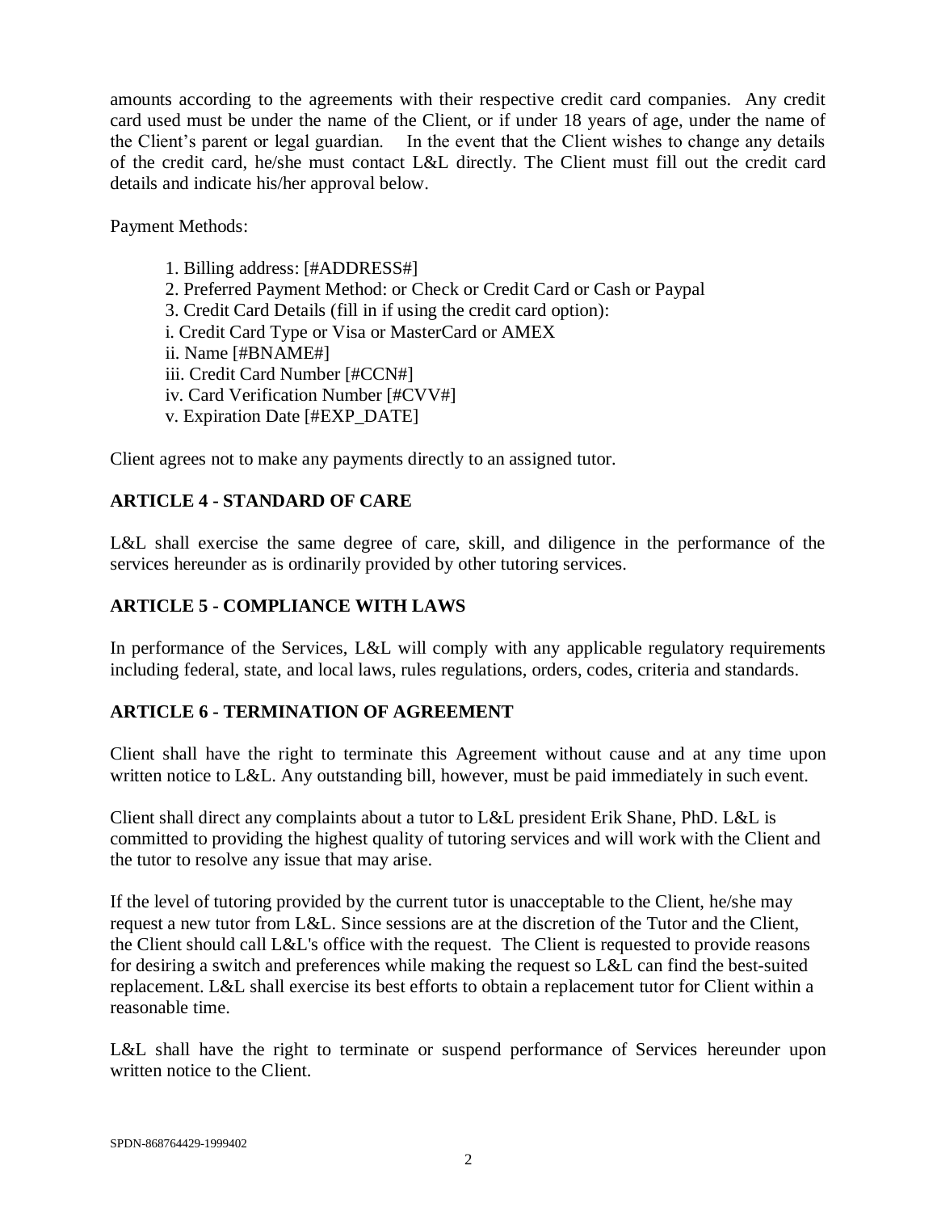amounts according to the agreements with their respective credit card companies. Any credit card used must be under the name of the Client, or if under 18 years of age, under the name of the Client's parent or legal guardian. In the event that the Client wishes to change any details of the credit card, he/she must contact L&L directly. The Client must fill out the credit card details and indicate his/her approval below.

Payment Methods:

1. Billing address: [#ADDRESS#]
2. Preferred Payment Method: or Check or Credit Card or Cash or Paypal
3. Credit Card Details (fill in if using the credit card option):
i. Credit Card Type or Visa or MasterCard or AMEX
ii. Name [#BNAME#]
iii. Credit Card Number [#CCN#]
iv. Card Verification Number [#CVV#]
v. Expiration Date [#EXP_DATE]

Client agrees not to make any payments directly to an assigned tutor.

## ARTICLE 4 - STANDARD OF CARE

L&L shall exercise the same degree of care, skill, and diligence in the performance of the services hereunder as is ordinarily provided by other tutoring services.

## ARTICLE 5 - COMPLIANCE WITH LAWS

In performance of the Services, L&L will comply with any applicable regulatory requirements including federal, state, and local laws, rules regulations, orders, codes, criteria and standards.

## ARTICLE 6 - TERMINATION OF AGREEMENT

Client shall have the right to terminate this Agreement without cause and at any time upon written notice to L&L. Any outstanding bill, however, must be paid immediately in such event.

Client shall direct any complaints about a tutor to L&L president Erik Shane, PhD. L&L is committed to providing the highest quality of tutoring services and will work with the Client and the tutor to resolve any issue that may arise.

If the level of tutoring provided by the current tutor is unacceptable to the Client, he/she may request a new tutor from L&L. Since sessions are at the discretion of the Tutor and the Client, the Client should call L&L's office with the request. The Client is requested to provide reasons for desiring a switch and preferences while making the request so L&L can find the best-suited replacement. L&L shall exercise its best efforts to obtain a replacement tutor for Client within a reasonable time.

L&L shall have the right to terminate or suspend performance of Services hereunder upon written notice to the Client.

SPDN-868764429-1999402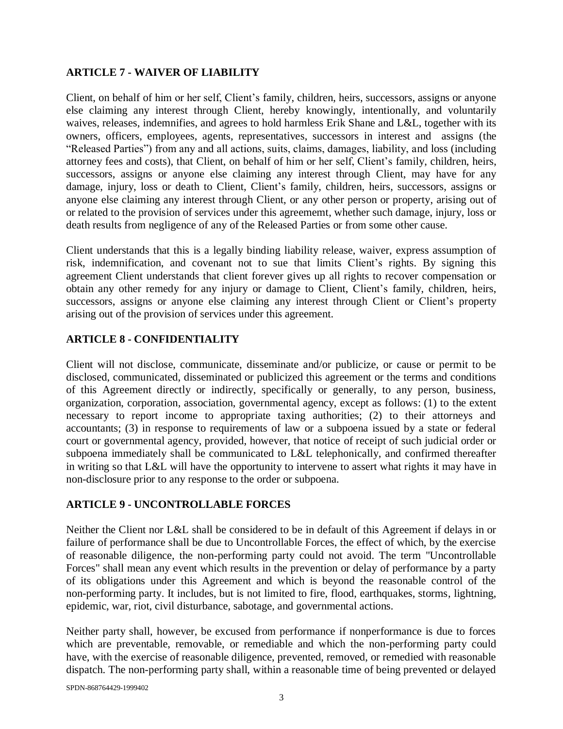## ARTICLE 7 - WAIVER OF LIABILITY

Client, on behalf of him or her self, Client's family, children, heirs, successors, assigns or anyone else claiming any interest through Client, hereby knowingly, intentionally, and voluntarily waives, releases, indemnifies, and agrees to hold harmless Erik Shane and L&L, together with its owners, officers, employees, agents, representatives, successors in interest and assigns (the "Released Parties") from any and all actions, suits, claims, damages, liability, and loss (including attorney fees and costs), that Client, on behalf of him or her self, Client's family, children, heirs, successors, assigns or anyone else claiming any interest through Client, may have for any damage, injury, loss or death to Client, Client's family, children, heirs, successors, assigns or anyone else claiming any interest through Client, or any other person or property, arising out of or related to the provision of services under this agreememt, whether such damage, injury, loss or death results from negligence of any of the Released Parties or from some other cause.

Client understands that this is a legally binding liability release, waiver, express assumption of risk, indemnification, and covenant not to sue that limits Client's rights. By signing this agreement Client understands that client forever gives up all rights to recover compensation or obtain any other remedy for any injury or damage to Client, Client's family, children, heirs, successors, assigns or anyone else claiming any interest through Client or Client's property arising out of the provision of services under this agreement.

## ARTICLE 8 - CONFIDENTIALITY

Client will not disclose, communicate, disseminate and/or publicize, or cause or permit to be disclosed, communicated, disseminated or publicized this agreement or the terms and conditions of this Agreement directly or indirectly, specifically or generally, to any person, business, organization, corporation, association, governmental agency, except as follows: (1) to the extent necessary to report income to appropriate taxing authorities; (2) to their attorneys and accountants; (3) in response to requirements of law or a subpoena issued by a state or federal court or governmental agency, provided, however, that notice of receipt of such judicial order or subpoena immediately shall be communicated to L&L telephonically, and confirmed thereafter in writing so that L&L will have the opportunity to intervene to assert what rights it may have in non-disclosure prior to any response to the order or subpoena.

## ARTICLE 9 - UNCONTROLLABLE FORCES

Neither the Client nor L&L shall be considered to be in default of this Agreement if delays in or failure of performance shall be due to Uncontrollable Forces, the effect of which, by the exercise of reasonable diligence, the non-performing party could not avoid. The term "Uncontrollable Forces" shall mean any event which results in the prevention or delay of performance by a party of its obligations under this Agreement and which is beyond the reasonable control of the non-performing party. It includes, but is not limited to fire, flood, earthquakes, storms, lightning, epidemic, war, riot, civil disturbance, sabotage, and governmental actions.

Neither party shall, however, be excused from performance if nonperformance is due to forces which are preventable, removable, or remediable and which the non-performing party could have, with the exercise of reasonable diligence, prevented, removed, or remedied with reasonable dispatch. The non-performing party shall, within a reasonable time of being prevented or delayed

SPDN-868764429-1999402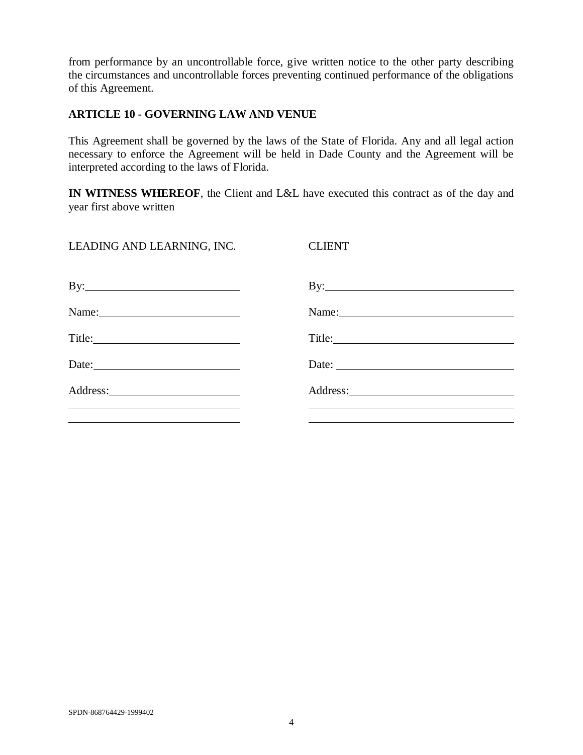from performance by an uncontrollable force, give written notice to the other party describing the circumstances and uncontrollable forces preventing continued performance of the obligations of this Agreement.

**ARTICLE 10 - GOVERNING LAW AND VENUE**

This Agreement shall be governed by the laws of the State of Florida. Any and all legal action necessary to enforce the Agreement will be held in Dade County and the Agreement will be interpreted according to the laws of Florida.

**IN WITNESS WHEREOF**, the Client and L&L have executed this contract as of the day and year first above written

| LEADING AND LEARNING, INC. | CLIENT |
|---|---|
| By:\_\_\_\_\_\_\_\_\_\_\_\_\_\_\_\_\_\_\_\_\_\_\_\_ | By:\_\_\_\_\_\_\_\_\_\_\_\_\_\_\_\_\_\_\_\_\_\_\_\_ |
| Name:\_\_\_\_\_\_\_\_\_\_\_\_\_\_\_\_\_\_\_\_\_\_ | Name:\_\_\_\_\_\_\_\_\_\_\_\_\_\_\_\_\_\_\_\_\_\_ |
| Title:\_\_\_\_\_\_\_\_\_\_\_\_\_\_\_\_\_\_\_\_\_\_ | Title:\_\_\_\_\_\_\_\_\_\_\_\_\_\_\_\_\_\_\_\_\_\_ |
| Date:\_\_\_\_\_\_\_\_\_\_\_\_\_\_\_\_\_\_\_\_\_\_ | Date:\_\_\_\_\_\_\_\_\_\_\_\_\_\_\_\_\_\_\_\_\_\_ |
| Address:\_\_\_\_\_\_\_\_\_\_\_\_\_\_\_\_\_\_\_\_ | Address:\_\_\_\_\_\_\_\_\_\_\_\_\_\_\_\_\_\_\_\_ |
| \_\_\_\_\_\_\_\_\_\_\_\_\_\_\_\_\_\_\_\_\_\_\_\_\_\_\_ | \_\_\_\_\_\_\_\_\_\_\_\_\_\_\_\_\_\_\_\_\_\_\_\_\_\_\_ |
| \_\_\_\_\_\_\_\_\_\_\_\_\_\_\_\_\_\_\_\_\_\_\_\_\_\_\_ | \_\_\_\_\_\_\_\_\_\_\_\_\_\_\_\_\_\_\_\_\_\_\_\_\_\_\_ |

SPDN-868764429-1999402